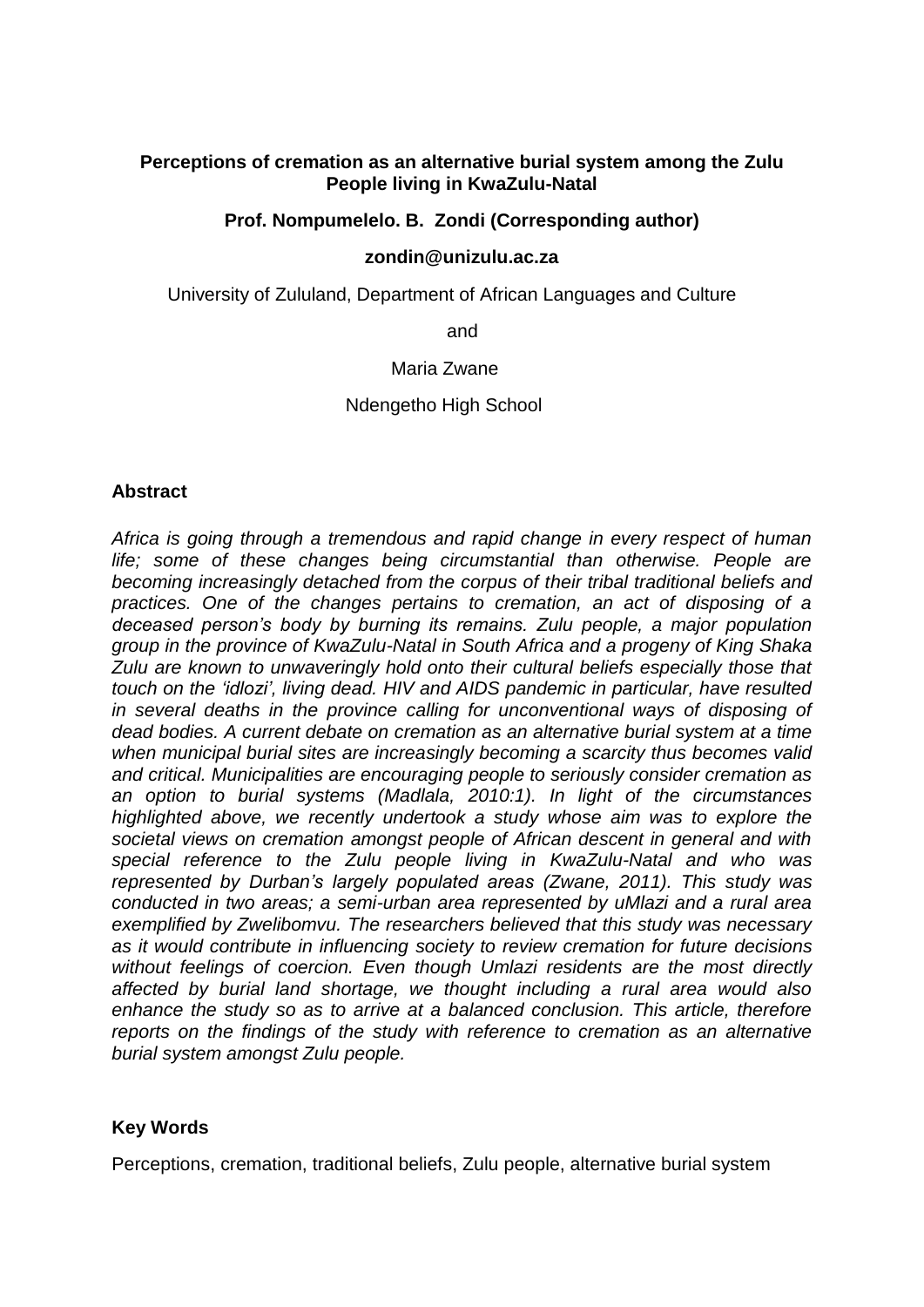# Perceptions of cremation as an alternative burial system among the Zulu People living in KwaZulu-Natal

**Prof. Nompumelelo. B. Zondi (Corresponding author)**

**zondin@unizulu.ac.za**

University of Zululand, Department of African Languages and Culture

and

Maria Zwane

Ndengetho High School

## Abstract

*Africa is going through a tremendous and rapid change in every respect of human life; some of these changes being circumstantial than otherwise. People are becoming increasingly detached from the corpus of their tribal traditional beliefs and practices. One of the changes pertains to cremation, an act of disposing of a deceased person's body by burning its remains. Zulu people, a major population group in the province of KwaZulu-Natal in South Africa and a progeny of King Shaka Zulu are known to unwaveringly hold onto their cultural beliefs especially those that touch on the 'idlozi', living dead. HIV and AIDS pandemic in particular, have resulted in several deaths in the province calling for unconventional ways of disposing of dead bodies. A current debate on cremation as an alternative burial system at a time when municipal burial sites are increasingly becoming a scarcity thus becomes valid and critical. Municipalities are encouraging people to seriously consider cremation as an option to burial systems (Madlala, 2010:1). In light of the circumstances highlighted above, we recently undertook a study whose aim was to explore the societal views on cremation amongst people of African descent in general and with special reference to the Zulu people living in KwaZulu-Natal and who was represented by Durban's largely populated areas (Zwane, 2011). This study was conducted in two areas; a semi-urban area represented by uMlazi and a rural area exemplified by Zwelibomvu. The researchers believed that this study was necessary as it would contribute in influencing society to review cremation for future decisions without feelings of coercion. Even though Umlazi residents are the most directly affected by burial land shortage, we thought including a rural area would also enhance the study so as to arrive at a balanced conclusion. This article, therefore reports on the findings of the study with reference to cremation as an alternative burial system amongst Zulu people.*

## Key Words

Perceptions, cremation, traditional beliefs, Zulu people, alternative burial system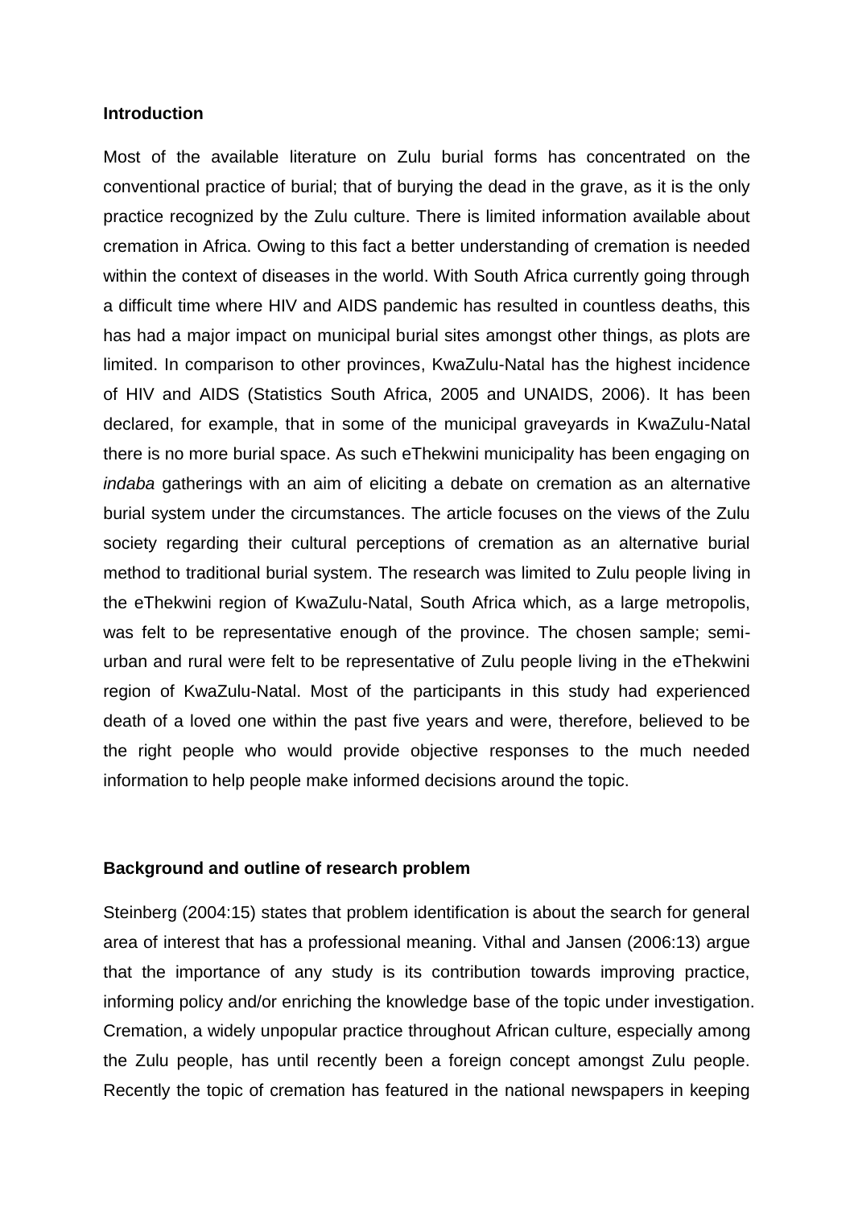## Introduction

Most of the available literature on Zulu burial forms has concentrated on the conventional practice of burial; that of burying the dead in the grave, as it is the only practice recognized by the Zulu culture. There is limited information available about cremation in Africa. Owing to this fact a better understanding of cremation is needed within the context of diseases in the world. With South Africa currently going through a difficult time where HIV and AIDS pandemic has resulted in countless deaths, this has had a major impact on municipal burial sites amongst other things, as plots are limited. In comparison to other provinces, KwaZulu-Natal has the highest incidence of HIV and AIDS (Statistics South Africa, 2005 and UNAIDS, 2006). It has been declared, for example, that in some of the municipal graveyards in KwaZulu-Natal there is no more burial space. As such eThekwini municipality has been engaging on *indaba* gatherings with an aim of eliciting a debate on cremation as an alternative burial system under the circumstances. The article focuses on the views of the Zulu society regarding their cultural perceptions of cremation as an alternative burial method to traditional burial system. The research was limited to Zulu people living in the eThekwini region of KwaZulu-Natal, South Africa which, as a large metropolis, was felt to be representative enough of the province. The chosen sample; semi-urban and rural were felt to be representative of Zulu people living in the eThekwini region of KwaZulu-Natal. Most of the participants in this study had experienced death of a loved one within the past five years and were, therefore, believed to be the right people who would provide objective responses to the much needed information to help people make informed decisions around the topic.

## Background and outline of research problem

Steinberg (2004:15) states that problem identification is about the search for general area of interest that has a professional meaning. Vithal and Jansen (2006:13) argue that the importance of any study is its contribution towards improving practice, informing policy and/or enriching the knowledge base of the topic under investigation. Cremation, a widely unpopular practice throughout African culture, especially among the Zulu people, has until recently been a foreign concept amongst Zulu people. Recently the topic of cremation has featured in the national newspapers in keeping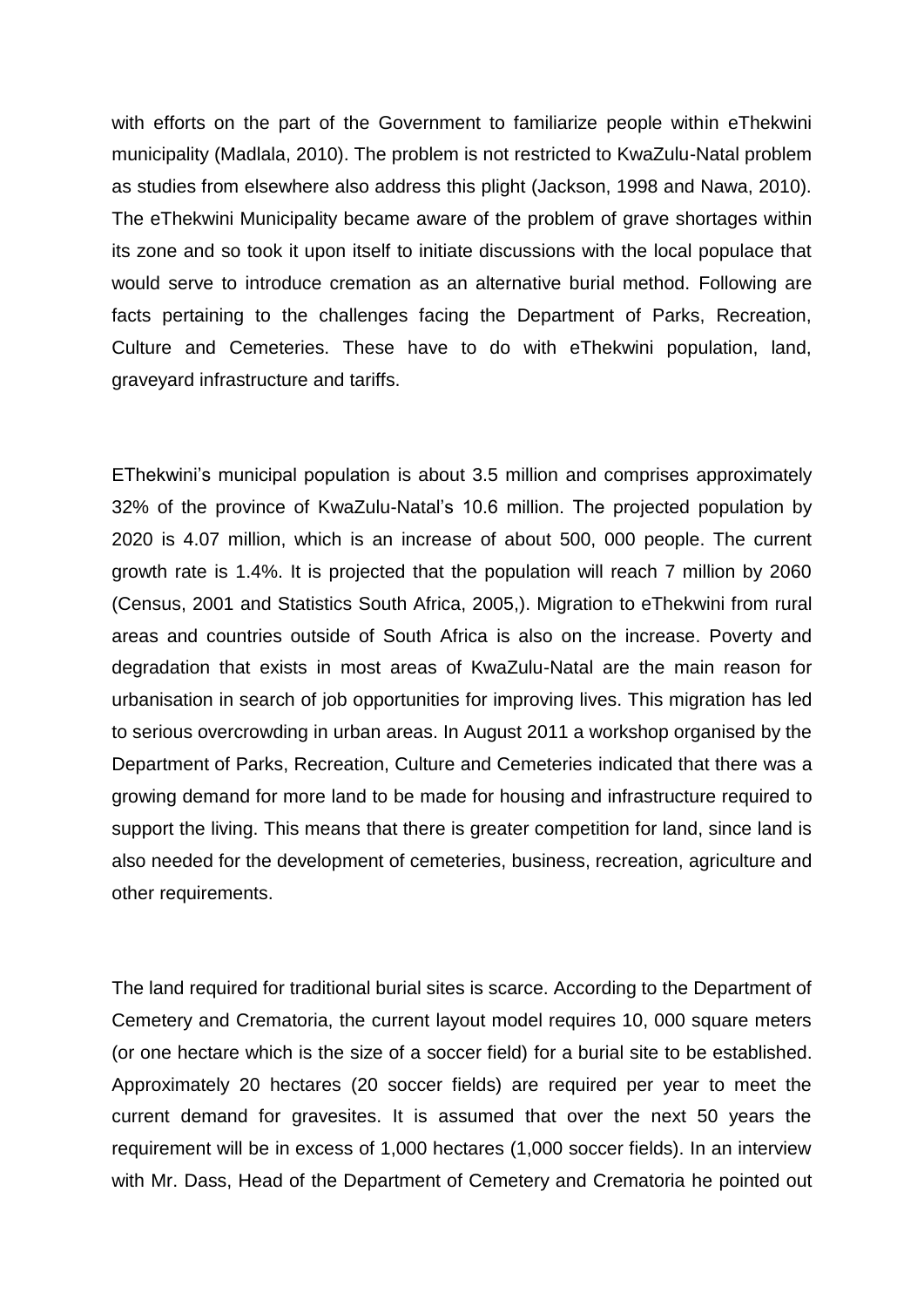with efforts on the part of the Government to familiarize people within eThekwini municipality (Madlala, 2010). The problem is not restricted to KwaZulu-Natal problem as studies from elsewhere also address this plight (Jackson, 1998 and Nawa, 2010). The eThekwini Municipality became aware of the problem of grave shortages within its zone and so took it upon itself to initiate discussions with the local populace that would serve to introduce cremation as an alternative burial method. Following are facts pertaining to the challenges facing the Department of Parks, Recreation, Culture and Cemeteries. These have to do with eThekwini population, land, graveyard infrastructure and tariffs.

EThekwini's municipal population is about 3.5 million and comprises approximately 32% of the province of KwaZulu-Natal's 10.6 million. The projected population by 2020 is 4.07 million, which is an increase of about 500, 000 people. The current growth rate is 1.4%. It is projected that the population will reach 7 million by 2060 (Census, 2001 and Statistics South Africa, 2005,). Migration to eThekwini from rural areas and countries outside of South Africa is also on the increase. Poverty and degradation that exists in most areas of KwaZulu-Natal are the main reason for urbanisation in search of job opportunities for improving lives. This migration has led to serious overcrowding in urban areas. In August 2011 a workshop organised by the Department of Parks, Recreation, Culture and Cemeteries indicated that there was a growing demand for more land to be made for housing and infrastructure required to support the living. This means that there is greater competition for land, since land is also needed for the development of cemeteries, business, recreation, agriculture and other requirements.

The land required for traditional burial sites is scarce. According to the Department of Cemetery and Crematoria, the current layout model requires 10, 000 square meters (or one hectare which is the size of a soccer field) for a burial site to be established. Approximately 20 hectares (20 soccer fields) are required per year to meet the current demand for gravesites. It is assumed that over the next 50 years the requirement will be in excess of 1,000 hectares (1,000 soccer fields). In an interview with Mr. Dass, Head of the Department of Cemetery and Crematoria he pointed out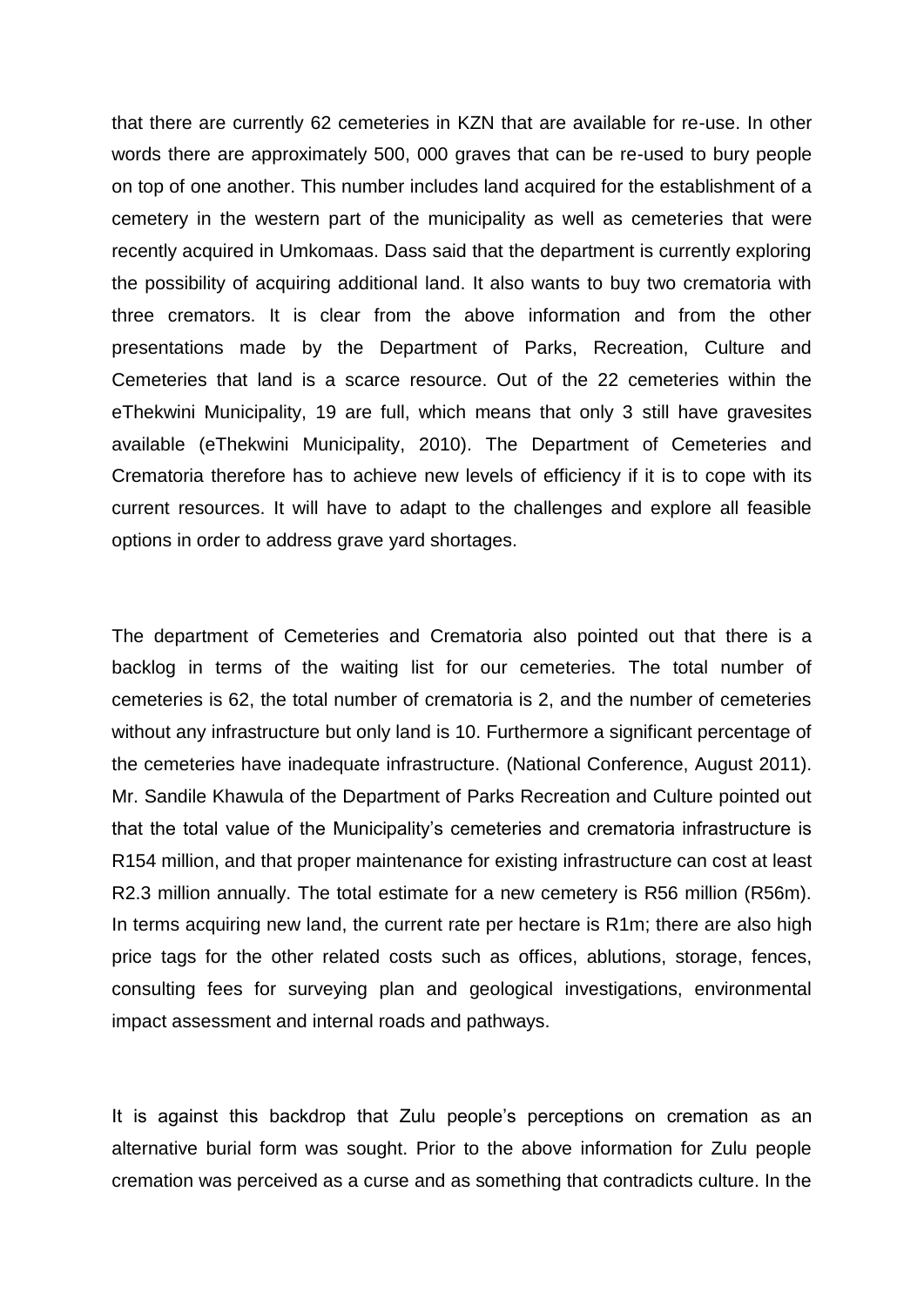that there are currently 62 cemeteries in KZN that are available for re-use. In other words there are approximately 500, 000 graves that can be re-used to bury people on top of one another. This number includes land acquired for the establishment of a cemetery in the western part of the municipality as well as cemeteries that were recently acquired in Umkomaas. Dass said that the department is currently exploring the possibility of acquiring additional land. It also wants to buy two crematoria with three cremators. It is clear from the above information and from the other presentations made by the Department of Parks, Recreation, Culture and Cemeteries that land is a scarce resource. Out of the 22 cemeteries within the eThekwini Municipality, 19 are full, which means that only 3 still have gravesites available (eThekwini Municipality, 2010). The Department of Cemeteries and Crematoria therefore has to achieve new levels of efficiency if it is to cope with its current resources. It will have to adapt to the challenges and explore all feasible options in order to address grave yard shortages.

The department of Cemeteries and Crematoria also pointed out that there is a backlog in terms of the waiting list for our cemeteries. The total number of cemeteries is 62, the total number of crematoria is 2, and the number of cemeteries without any infrastructure but only land is 10. Furthermore a significant percentage of the cemeteries have inadequate infrastructure. (National Conference, August 2011). Mr. Sandile Khawula of the Department of Parks Recreation and Culture pointed out that the total value of the Municipality's cemeteries and crematoria infrastructure is R154 million, and that proper maintenance for existing infrastructure can cost at least R2.3 million annually. The total estimate for a new cemetery is R56 million (R56m). In terms acquiring new land, the current rate per hectare is R1m; there are also high price tags for the other related costs such as offices, ablutions, storage, fences, consulting fees for surveying plan and geological investigations, environmental impact assessment and internal roads and pathways.

It is against this backdrop that Zulu people's perceptions on cremation as an alternative burial form was sought. Prior to the above information for Zulu people cremation was perceived as a curse and as something that contradicts culture. In the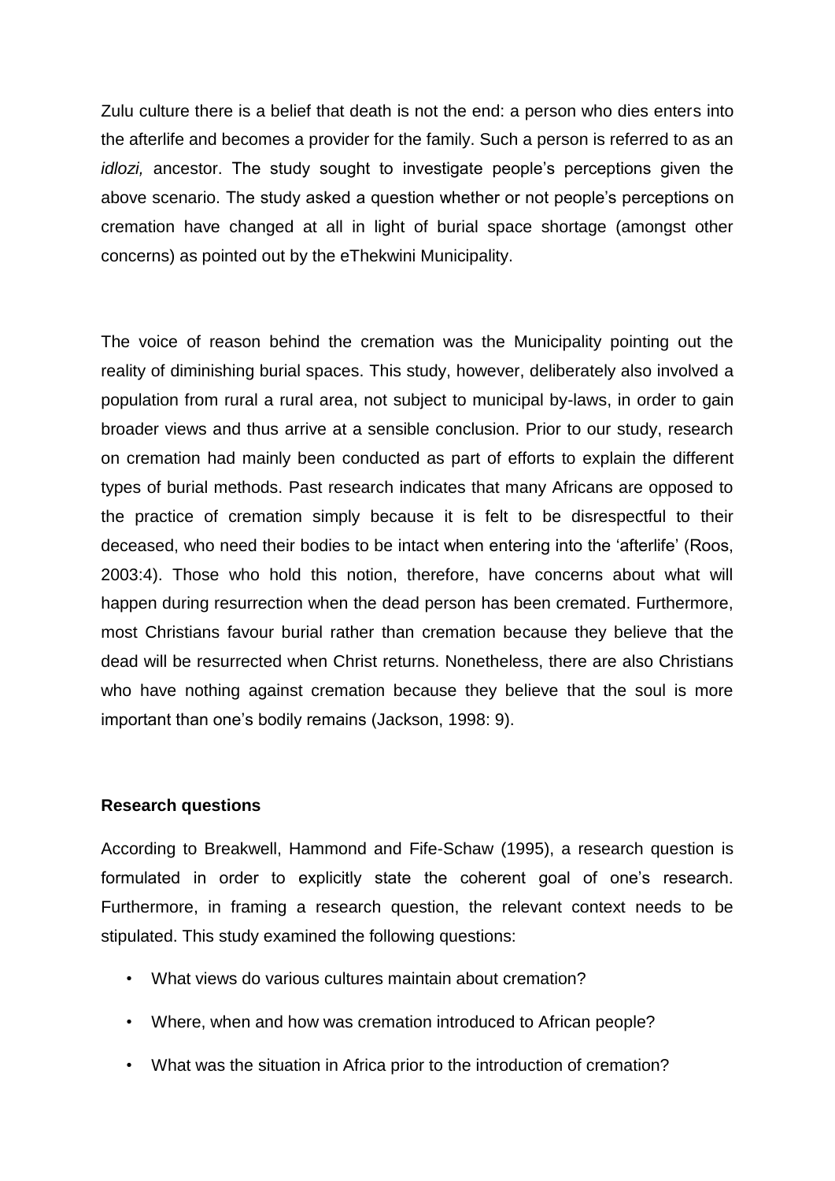Zulu culture there is a belief that death is not the end: a person who dies enters into the afterlife and becomes a provider for the family. Such a person is referred to as an *idlozi,* ancestor. The study sought to investigate people's perceptions given the above scenario. The study asked a question whether or not people's perceptions on cremation have changed at all in light of burial space shortage (amongst other concerns) as pointed out by the eThekwini Municipality.

The voice of reason behind the cremation was the Municipality pointing out the reality of diminishing burial spaces. This study, however, deliberately also involved a population from rural a rural area, not subject to municipal by-laws, in order to gain broader views and thus arrive at a sensible conclusion. Prior to our study, research on cremation had mainly been conducted as part of efforts to explain the different types of burial methods. Past research indicates that many Africans are opposed to the practice of cremation simply because it is felt to be disrespectful to their deceased, who need their bodies to be intact when entering into the 'afterlife' (Roos, 2003:4). Those who hold this notion, therefore, have concerns about what will happen during resurrection when the dead person has been cremated. Furthermore, most Christians favour burial rather than cremation because they believe that the dead will be resurrected when Christ returns. Nonetheless, there are also Christians who have nothing against cremation because they believe that the soul is more important than one's bodily remains (Jackson, 1998: 9).

**Research questions**

According to Breakwell, Hammond and Fife-Schaw (1995), a research question is formulated in order to explicitly state the coherent goal of one's research. Furthermore, in framing a research question, the relevant context needs to be stipulated. This study examined the following questions:

- What views do various cultures maintain about cremation?
- Where, when and how was cremation introduced to African people?
- What was the situation in Africa prior to the introduction of cremation?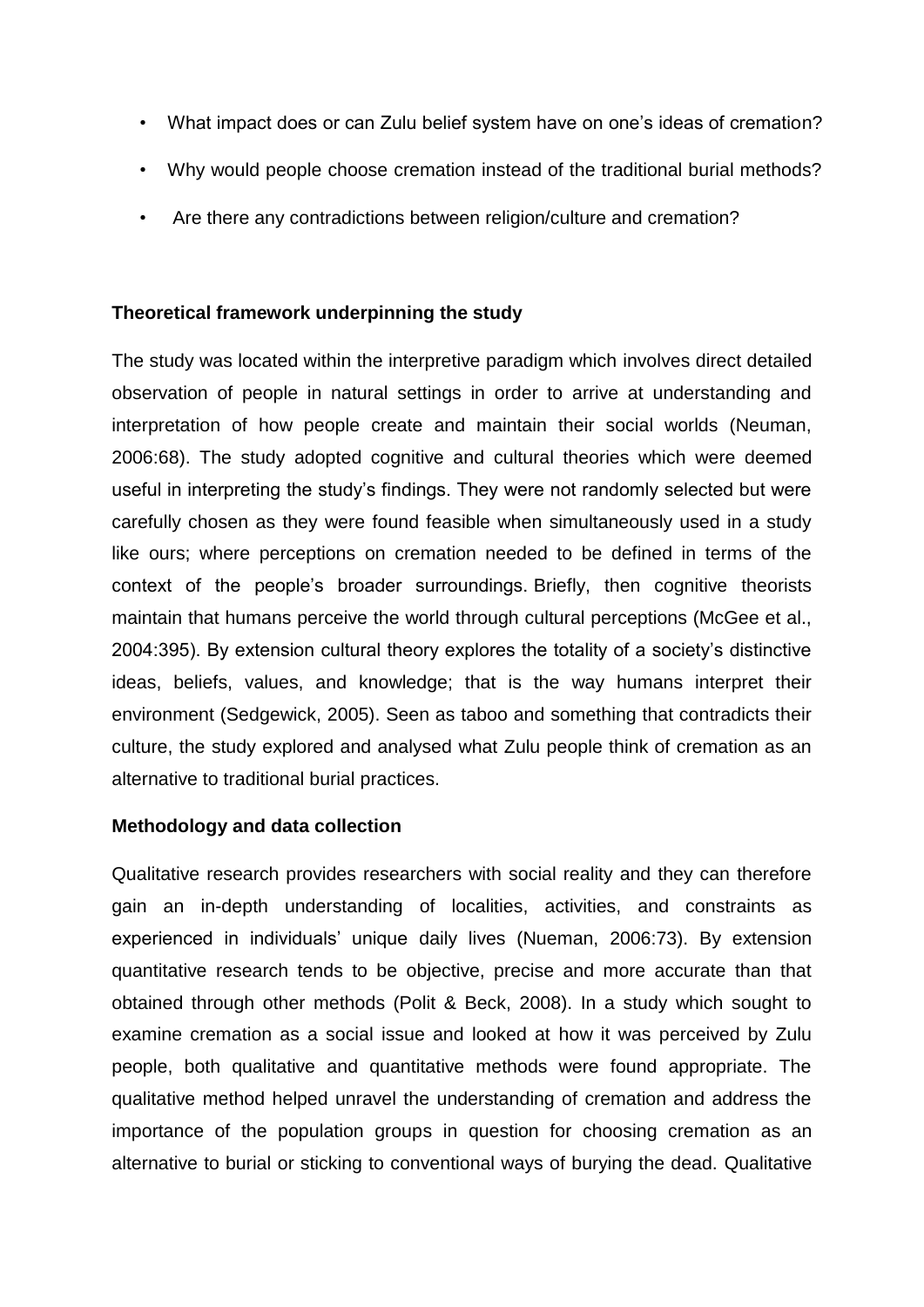- What impact does or can Zulu belief system have on one's ideas of cremation?
- Why would people choose cremation instead of the traditional burial methods?
- Are there any contradictions between religion/culture and cremation?

**Theoretical framework underpinning the study**

The study was located within the interpretive paradigm which involves direct detailed observation of people in natural settings in order to arrive at understanding and interpretation of how people create and maintain their social worlds (Neuman, 2006:68). The study adopted cognitive and cultural theories which were deemed useful in interpreting the study's findings. They were not randomly selected but were carefully chosen as they were found feasible when simultaneously used in a study like ours; where perceptions on cremation needed to be defined in terms of the context of the people's broader surroundings. Briefly, then cognitive theorists maintain that humans perceive the world through cultural perceptions (McGee et al., 2004:395). By extension cultural theory explores the totality of a society's distinctive ideas, beliefs, values, and knowledge; that is the way humans interpret their environment (Sedgewick, 2005). Seen as taboo and something that contradicts their culture, the study explored and analysed what Zulu people think of cremation as an alternative to traditional burial practices.

**Methodology and data collection**

Qualitative research provides researchers with social reality and they can therefore gain an in-depth understanding of localities, activities, and constraints as experienced in individuals' unique daily lives (Nueman, 2006:73). By extension quantitative research tends to be objective, precise and more accurate than that obtained through other methods (Polit & Beck, 2008). In a study which sought to examine cremation as a social issue and looked at how it was perceived by Zulu people, both qualitative and quantitative methods were found appropriate. The qualitative method helped unravel the understanding of cremation and address the importance of the population groups in question for choosing cremation as an alternative to burial or sticking to conventional ways of burying the dead. Qualitative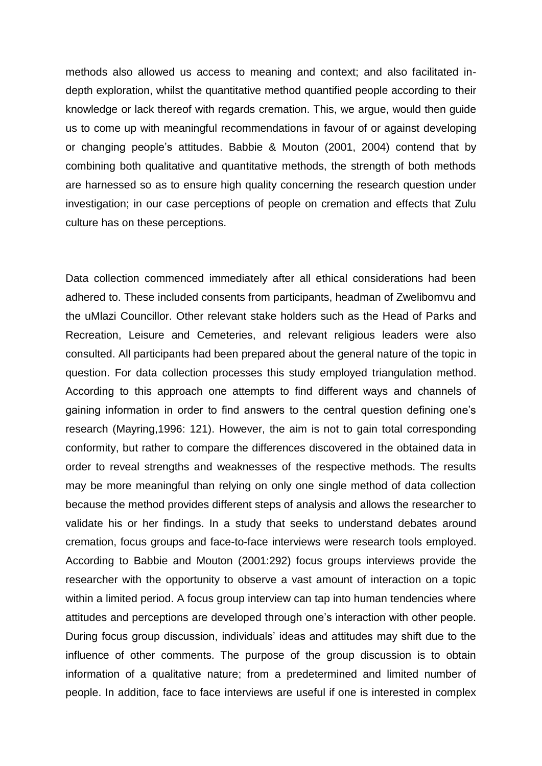methods also allowed us access to meaning and context; and also facilitated in-depth exploration, whilst the quantitative method quantified people according to their knowledge or lack thereof with regards cremation. This, we argue, would then guide us to come up with meaningful recommendations in favour of or against developing or changing people's attitudes. Babbie & Mouton (2001, 2004) contend that by combining both qualitative and quantitative methods, the strength of both methods are harnessed so as to ensure high quality concerning the research question under investigation; in our case perceptions of people on cremation and effects that Zulu culture has on these perceptions.

Data collection commenced immediately after all ethical considerations had been adhered to. These included consents from participants, headman of Zwelibomvu and the uMlazi Councillor. Other relevant stake holders such as the Head of Parks and Recreation, Leisure and Cemeteries, and relevant religious leaders were also consulted. All participants had been prepared about the general nature of the topic in question. For data collection processes this study employed triangulation method. According to this approach one attempts to find different ways and channels of gaining information in order to find answers to the central question defining one's research (Mayring,1996: 121). However, the aim is not to gain total corresponding conformity, but rather to compare the differences discovered in the obtained data in order to reveal strengths and weaknesses of the respective methods. The results may be more meaningful than relying on only one single method of data collection because the method provides different steps of analysis and allows the researcher to validate his or her findings. In a study that seeks to understand debates around cremation, focus groups and face-to-face interviews were research tools employed. According to Babbie and Mouton (2001:292) focus groups interviews provide the researcher with the opportunity to observe a vast amount of interaction on a topic within a limited period. A focus group interview can tap into human tendencies where attitudes and perceptions are developed through one's interaction with other people. During focus group discussion, individuals' ideas and attitudes may shift due to the influence of other comments. The purpose of the group discussion is to obtain information of a qualitative nature; from a predetermined and limited number of people. In addition, face to face interviews are useful if one is interested in complex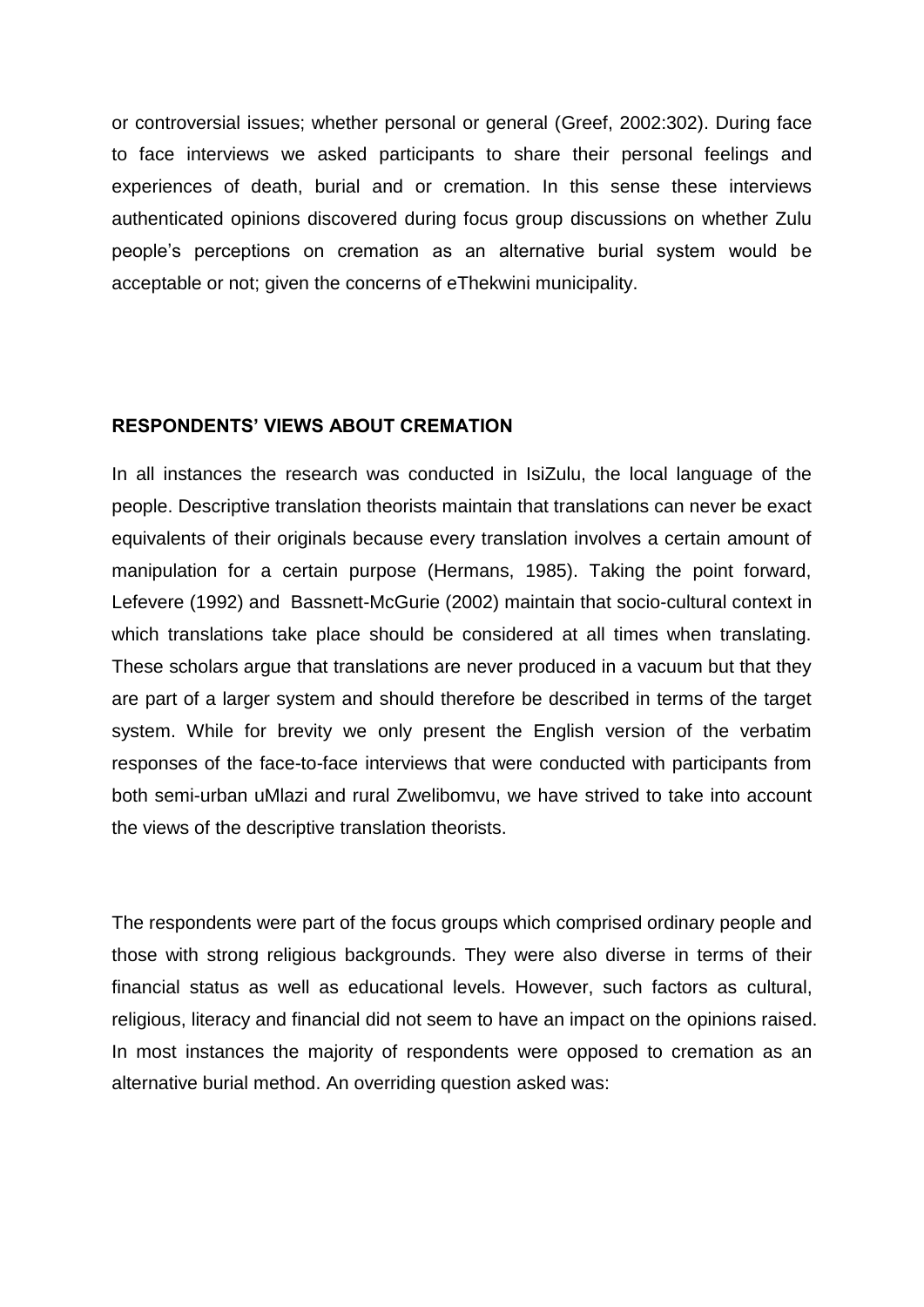or controversial issues; whether personal or general (Greef, 2002:302). During face to face interviews we asked participants to share their personal feelings and experiences of death, burial and or cremation. In this sense these interviews authenticated opinions discovered during focus group discussions on whether Zulu people's perceptions on cremation as an alternative burial system would be acceptable or not; given the concerns of eThekwini municipality.

## RESPONDENTS' VIEWS ABOUT CREMATION

In all instances the research was conducted in IsiZulu, the local language of the people. Descriptive translation theorists maintain that translations can never be exact equivalents of their originals because every translation involves a certain amount of manipulation for a certain purpose (Hermans, 1985). Taking the point forward, Lefevere (1992) and Bassnett-McGurie (2002) maintain that socio-cultural context in which translations take place should be considered at all times when translating. These scholars argue that translations are never produced in a vacuum but that they are part of a larger system and should therefore be described in terms of the target system. While for brevity we only present the English version of the verbatim responses of the face-to-face interviews that were conducted with participants from both semi-urban uMlazi and rural Zwelibomvu, we have strived to take into account the views of the descriptive translation theorists.

The respondents were part of the focus groups which comprised ordinary people and those with strong religious backgrounds. They were also diverse in terms of their financial status as well as educational levels. However, such factors as cultural, religious, literacy and financial did not seem to have an impact on the opinions raised. In most instances the majority of respondents were opposed to cremation as an alternative burial method. An overriding question asked was: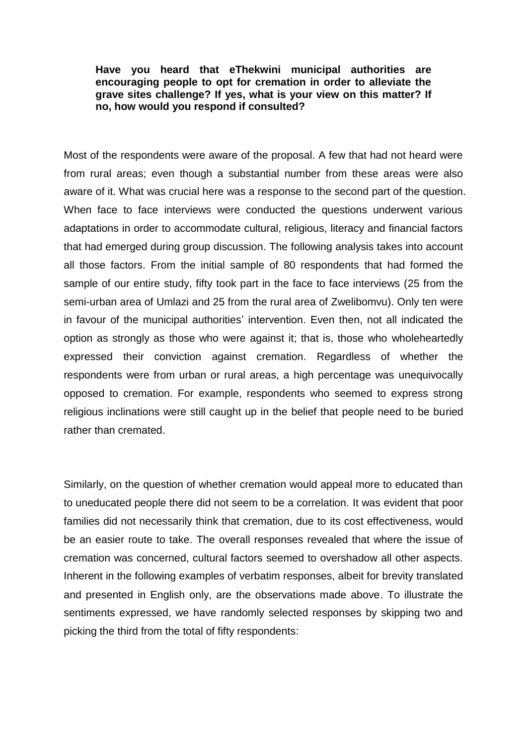**Have you heard that eThekwini municipal authorities are encouraging people to opt for cremation in order to alleviate the grave sites challenge? If yes, what is your view on this matter? If no, how would you respond if consulted?**

Most of the respondents were aware of the proposal. A few that had not heard were from rural areas; even though a substantial number from these areas were also aware of it. What was crucial here was a response to the second part of the question. When face to face interviews were conducted the questions underwent various adaptations in order to accommodate cultural, religious, literacy and financial factors that had emerged during group discussion. The following analysis takes into account all those factors. From the initial sample of 80 respondents that had formed the sample of our entire study, fifty took part in the face to face interviews (25 from the semi-urban area of Umlazi and 25 from the rural area of Zwelibomvu). Only ten were in favour of the municipal authorities' intervention. Even then, not all indicated the option as strongly as those who were against it; that is, those who wholeheartedly expressed their conviction against cremation. Regardless of whether the respondents were from urban or rural areas, a high percentage was unequivocally opposed to cremation. For example, respondents who seemed to express strong religious inclinations were still caught up in the belief that people need to be buried rather than cremated.

Similarly, on the question of whether cremation would appeal more to educated than to uneducated people there did not seem to be a correlation. It was evident that poor families did not necessarily think that cremation, due to its cost effectiveness, would be an easier route to take. The overall responses revealed that where the issue of cremation was concerned, cultural factors seemed to overshadow all other aspects. Inherent in the following examples of verbatim responses, albeit for brevity translated and presented in English only, are the observations made above. To illustrate the sentiments expressed, we have randomly selected responses by skipping two and picking the third from the total of fifty respondents: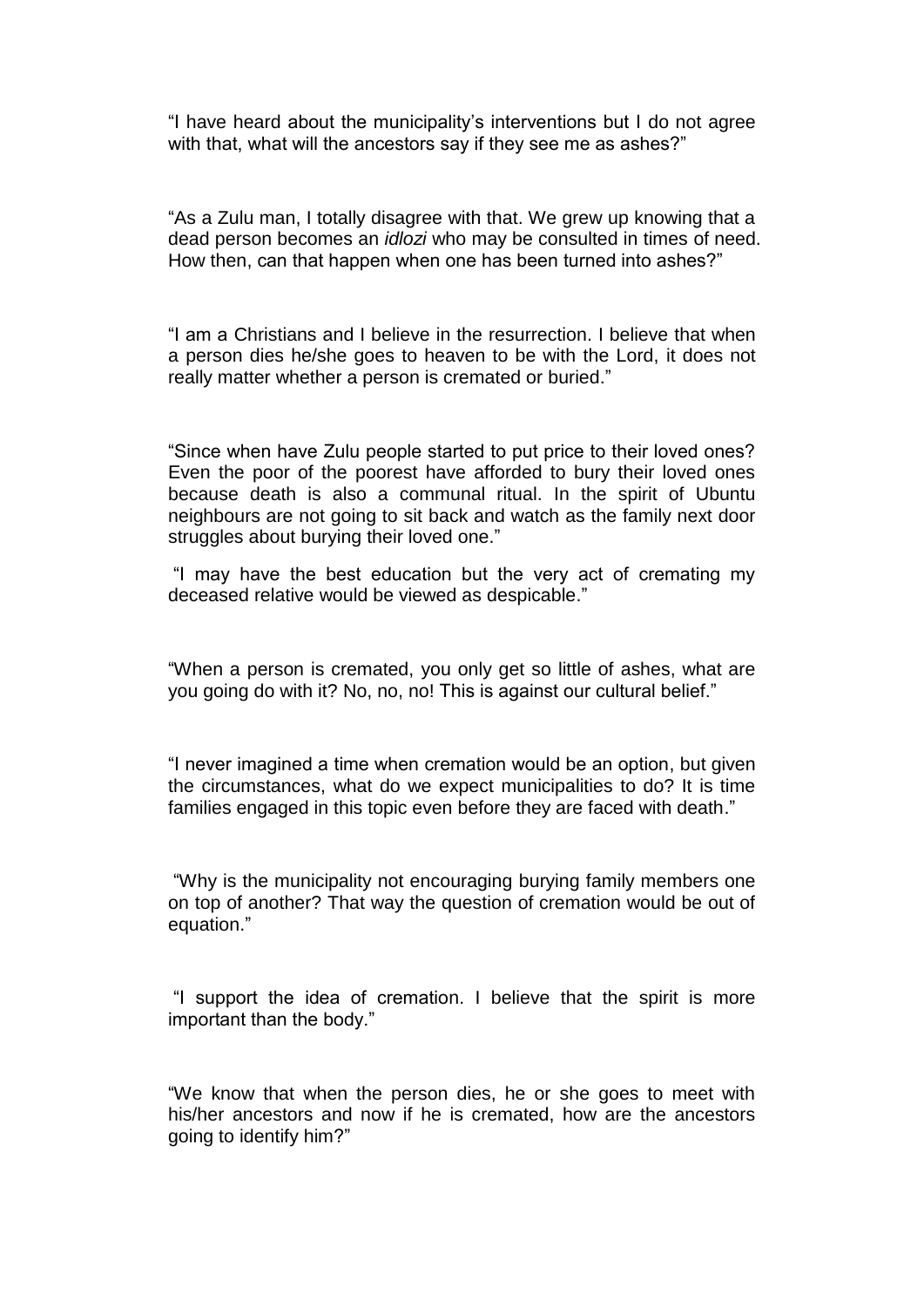"I have heard about the municipality's interventions but I do not agree with that, what will the ancestors say if they see me as ashes?"

"As a Zulu man, I totally disagree with that. We grew up knowing that a dead person becomes an *idlozi* who may be consulted in times of need. How then, can that happen when one has been turned into ashes?"

"I am a Christians and I believe in the resurrection. I believe that when a person dies he/she goes to heaven to be with the Lord, it does not really matter whether a person is cremated or buried."

"Since when have Zulu people started to put price to their loved ones? Even the poor of the poorest have afforded to bury their loved ones because death is also a communal ritual. In the spirit of Ubuntu neighbours are not going to sit back and watch as the family next door struggles about burying their loved one."

"I may have the best education but the very act of cremating my deceased relative would be viewed as despicable."

"When a person is cremated, you only get so little of ashes, what are you going do with it? No, no, no! This is against our cultural belief."

"I never imagined a time when cremation would be an option, but given the circumstances, what do we expect municipalities to do? It is time families engaged in this topic even before they are faced with death."

"Why is the municipality not encouraging burying family members one on top of another? That way the question of cremation would be out of equation."

"I support the idea of cremation. I believe that the spirit is more important than the body."

"We know that when the person dies, he or she goes to meet with his/her ancestors and now if he is cremated, how are the ancestors going to identify him?"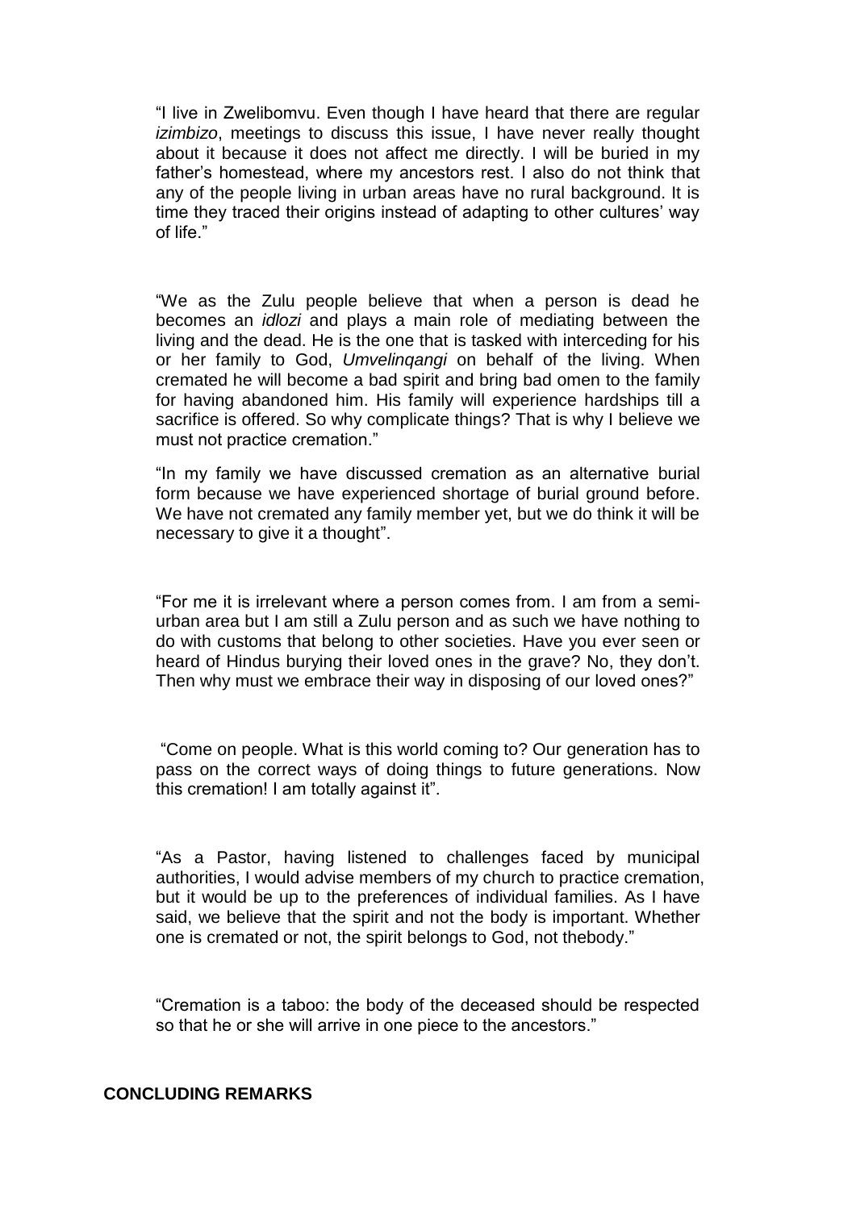"I live in Zwelibomvu. Even though I have heard that there are regular *izimbizo*, meetings to discuss this issue, I have never really thought about it because it does not affect me directly. I will be buried in my father's homestead, where my ancestors rest. I also do not think that any of the people living in urban areas have no rural background. It is time they traced their origins instead of adapting to other cultures' way of life."

"We as the Zulu people believe that when a person is dead he becomes an *idlozi* and plays a main role of mediating between the living and the dead. He is the one that is tasked with interceding for his or her family to God, *Umvelinqangi* on behalf of the living. When cremated he will become a bad spirit and bring bad omen to the family for having abandoned him. His family will experience hardships till a sacrifice is offered. So why complicate things? That is why I believe we must not practice cremation."

"In my family we have discussed cremation as an alternative burial form because we have experienced shortage of burial ground before. We have not cremated any family member yet, but we do think it will be necessary to give it a thought".

"For me it is irrelevant where a person comes from. I am from a semi-urban area but I am still a Zulu person and as such we have nothing to do with customs that belong to other societies. Have you ever seen or heard of Hindus burying their loved ones in the grave? No, they don't. Then why must we embrace their way in disposing of our loved ones?"

"Come on people. What is this world coming to? Our generation has to pass on the correct ways of doing things to future generations. Now this cremation! I am totally against it".

"As a Pastor, having listened to challenges faced by municipal authorities, I would advise members of my church to practice cremation, but it would be up to the preferences of individual families. As I have said, we believe that the spirit and not the body is important. Whether one is cremated or not, the spirit belongs to God, not thebody."

"Cremation is a taboo: the body of the deceased should be respected so that he or she will arrive in one piece to the ancestors."

## CONCLUDING REMARKS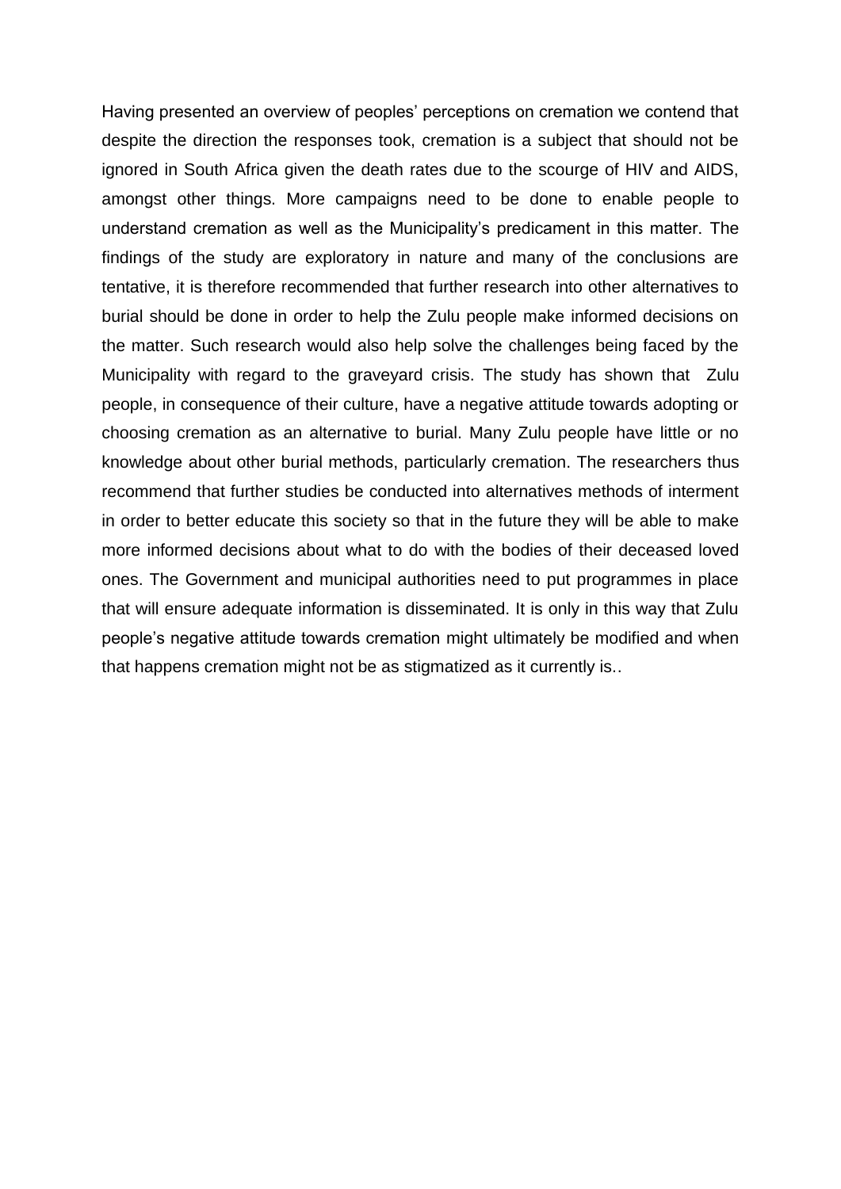Having presented an overview of peoples' perceptions on cremation we contend that despite the direction the responses took, cremation is a subject that should not be ignored in South Africa given the death rates due to the scourge of HIV and AIDS, amongst other things. More campaigns need to be done to enable people to understand cremation as well as the Municipality's predicament in this matter. The findings of the study are exploratory in nature and many of the conclusions are tentative, it is therefore recommended that further research into other alternatives to burial should be done in order to help the Zulu people make informed decisions on the matter. Such research would also help solve the challenges being faced by the Municipality with regard to the graveyard crisis. The study has shown that Zulu people, in consequence of their culture, have a negative attitude towards adopting or choosing cremation as an alternative to burial. Many Zulu people have little or no knowledge about other burial methods, particularly cremation. The researchers thus recommend that further studies be conducted into alternatives methods of interment in order to better educate this society so that in the future they will be able to make more informed decisions about what to do with the bodies of their deceased loved ones. The Government and municipal authorities need to put programmes in place that will ensure adequate information is disseminated. It is only in this way that Zulu people's negative attitude towards cremation might ultimately be modified and when that happens cremation might not be as stigmatized as it currently is..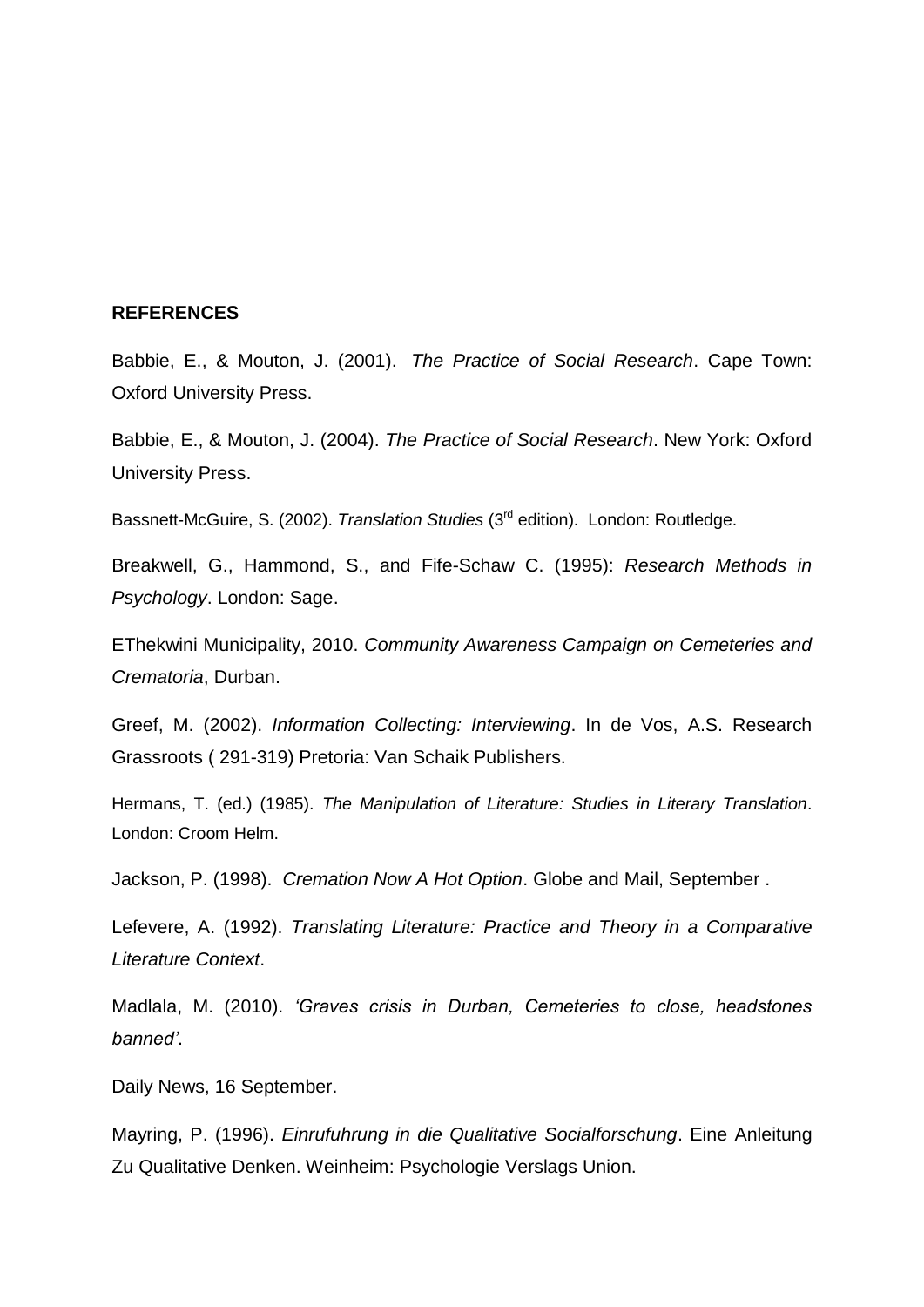**REFERENCES**

Babbie, E., & Mouton, J. (2001). *The Practice of Social Research*. Cape Town: Oxford University Press.

Babbie, E., & Mouton, J. (2004). *The Practice of Social Research*. New York: Oxford University Press.

Bassnett-McGuire, S. (2002). *Translation Studies* (3rd edition). London: Routledge.

Breakwell, G., Hammond, S., and Fife-Schaw C. (1995): *Research Methods in Psychology*. London: Sage.

EThekwini Municipality, 2010. *Community Awareness Campaign on Cemeteries and Crematoria*, Durban.

Greef, M. (2002). *Information Collecting: Interviewing*. In de Vos, A.S. Research Grassroots ( 291-319) Pretoria: Van Schaik Publishers.

Hermans, T. (ed.) (1985). *The Manipulation of Literature: Studies in Literary Translation*. London: Croom Helm.

Jackson, P. (1998). *Cremation Now A Hot Option*. Globe and Mail, September .

Lefevere, A. (1992). *Translating Literature: Practice and Theory in a Comparative Literature Context*.

Madlala, M. (2010). *'Graves crisis in Durban, Cemeteries to close, headstones banned'*.

Daily News, 16 September.

Mayring, P. (1996). *Einrufuhrung in die Qualitative Socialforschung*. Eine Anleitung Zu Qualitative Denken. Weinheim: Psychologie Verslags Union.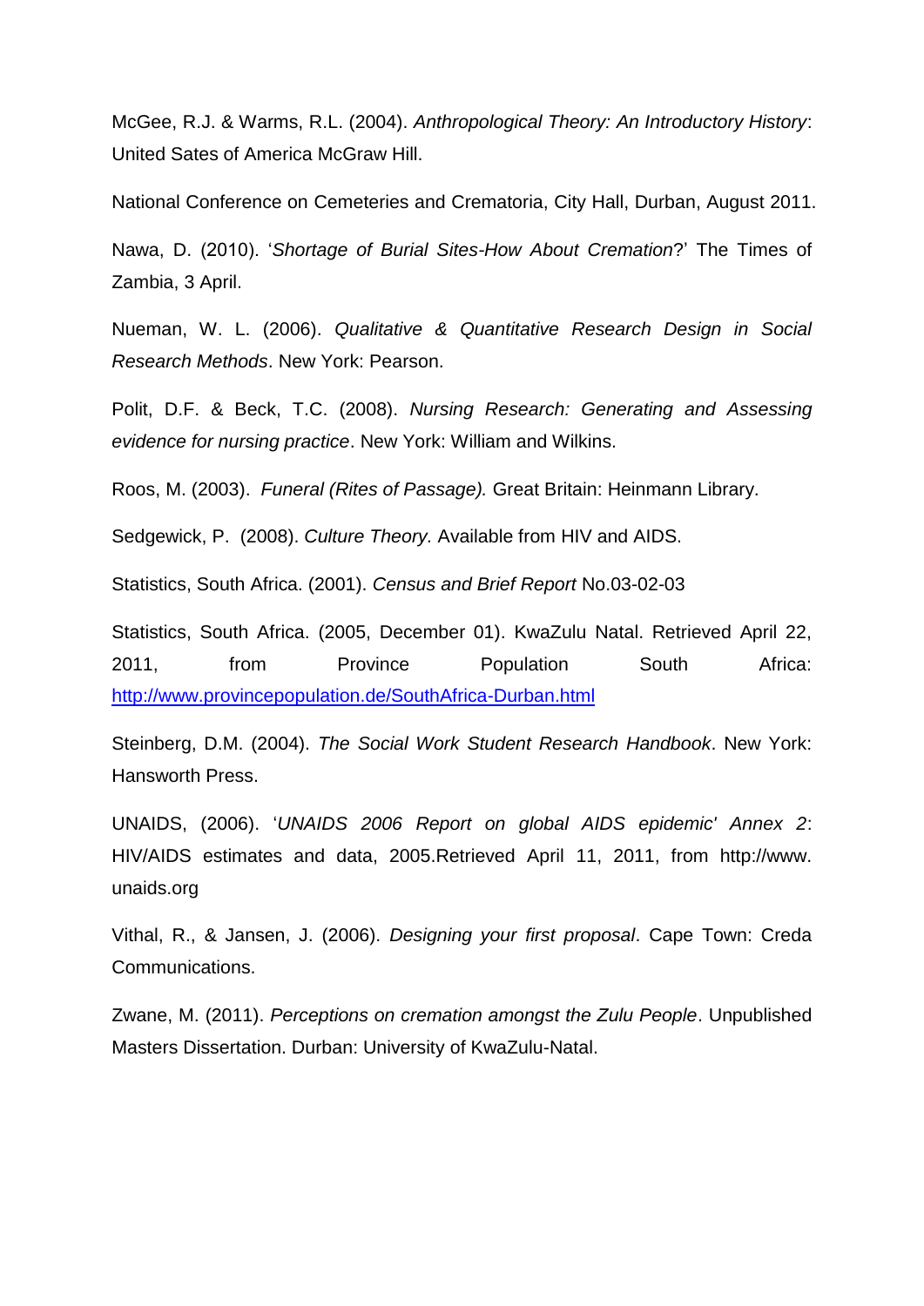McGee, R.J. & Warms, R.L. (2004). *Anthropological Theory: An Introductory History*: United Sates of America McGraw Hill.

National Conference on Cemeteries and Crematoria, City Hall, Durban, August 2011.

Nawa, D. (2010). '*Shortage of Burial Sites-How About Cremation*?' The Times of Zambia, 3 April.

Nueman, W. L. (2006). *Qualitative & Quantitative Research Design in Social Research Methods*. New York: Pearson.

Polit, D.F. & Beck, T.C. (2008). *Nursing Research: Generating and Assessing evidence for nursing practice*. New York: William and Wilkins.

Roos, M. (2003). *Funeral (Rites of Passage).* Great Britain: Heinmann Library.

Sedgewick, P. (2008). *Culture Theory.* Available from HIV and AIDS.

Statistics, South Africa. (2001). *Census and Brief Report* No.03-02-03

Statistics, South Africa. (2005, December 01). KwaZulu Natal. Retrieved April 22, 2011, from Province Population South Africa: http://www.provincepopulation.de/SouthAfrica-Durban.html

Steinberg, D.M. (2004). *The Social Work Student Research Handbook*. New York: Hansworth Press.

UNAIDS, (2006). '*UNAIDS 2006 Report on global AIDS epidemic' Annex 2*: HIV/AIDS estimates and data, 2005.Retrieved April 11, 2011, from http://www. unaids.org

Vithal, R., & Jansen, J. (2006). *Designing your first proposal*. Cape Town: Creda Communications.

Zwane, M. (2011). *Perceptions on cremation amongst the Zulu People*. Unpublished Masters Dissertation. Durban: University of KwaZulu-Natal.